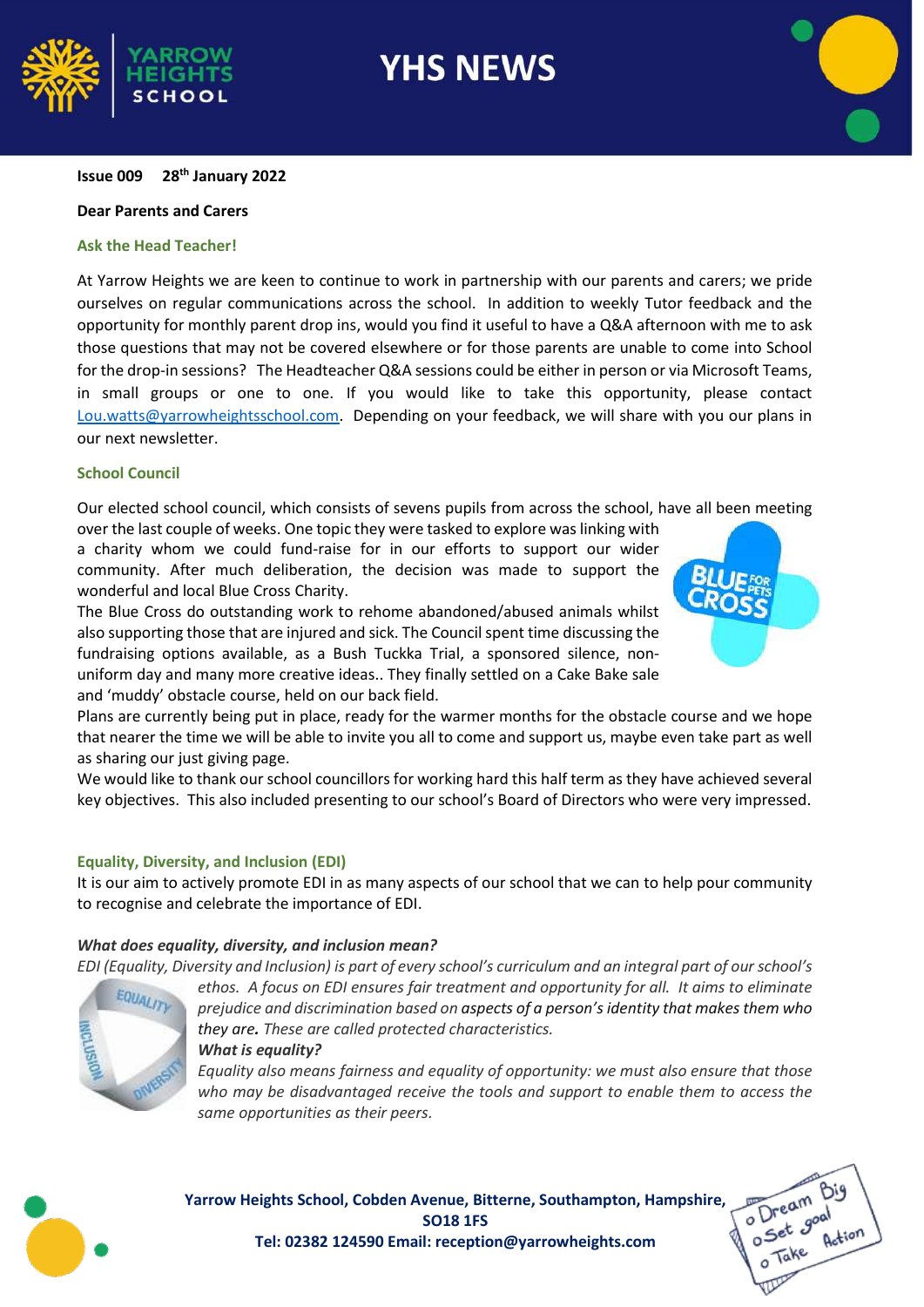# YHS NEWS

**Issue 009 28th January 2022**

**Dear Parents and Carers**

## Ask the Head Teacher!

At Yarrow Heights we are keen to continue to work in partnership with our parents and carers; we pride ourselves on regular communications across the school. In addition to weekly Tutor feedback and the opportunity for monthly parent drop ins, would you find it useful to have a Q&A afternoon with me to ask those questions that may not be covered elsewhere or for those parents are unable to come into School for the drop-in sessions? The Headteacher Q&A sessions could be either in person or via Microsoft Teams, in small groups or one to one. If you would like to take this opportunity, please contact Lou.watts@yarrowheightsschool.com. Depending on your feedback, we will share with you our plans in our next newsletter.

## School Council

Our elected school council, which consists of sevens pupils from across the school, have all been meeting over the last couple of weeks. One topic they were tasked to explore was linking with a charity whom we could fund-raise for in our efforts to support our wider community. After much deliberation, the decision was made to support the wonderful and local Blue Cross Charity.

The Blue Cross do outstanding work to rehome abandoned/abused animals whilst also supporting those that are injured and sick. The Council spent time discussing the fundraising options available, as a Bush Tuckka Trial, a sponsored silence, non-uniform day and many more creative ideas.. They finally settled on a Cake Bake sale and 'muddy' obstacle course, held on our back field.

Plans are currently being put in place, ready for the warmer months for the obstacle course and we hope that nearer the time we will be able to invite you all to come and support us, maybe even take part as well as sharing our just giving page.

We would like to thank our school councillors for working hard this half term as they have achieved several key objectives. This also included presenting to our school's Board of Directors who were very impressed.

## Equality, Diversity, and Inclusion (EDI)

It is our aim to actively promote EDI in as many aspects of our school that we can to help pour community to recognise and celebrate the importance of EDI.

***What does equality, diversity, and inclusion mean?***

*EDI (Equality, Diversity and Inclusion) is part of every school's curriculum and an integral part of our school's ethos. A focus on EDI ensures fair treatment and opportunity for all. It aims to eliminate prejudice and discrimination based on* ***aspects of a person's identity that makes them who they are.*** *These are called protected characteristics.*

***What is equality?***

*Equality also means fairness and equality of opportunity: we must also ensure that those who may be disadvantaged receive the tools and support to enable them to access the same opportunities as their peers.*

**Yarrow Heights School, Cobden Avenue, Bitterne, Southampton, Hampshire, SO18 1FS**
**Tel: 02382 124590 Email: reception@yarrowheights.com**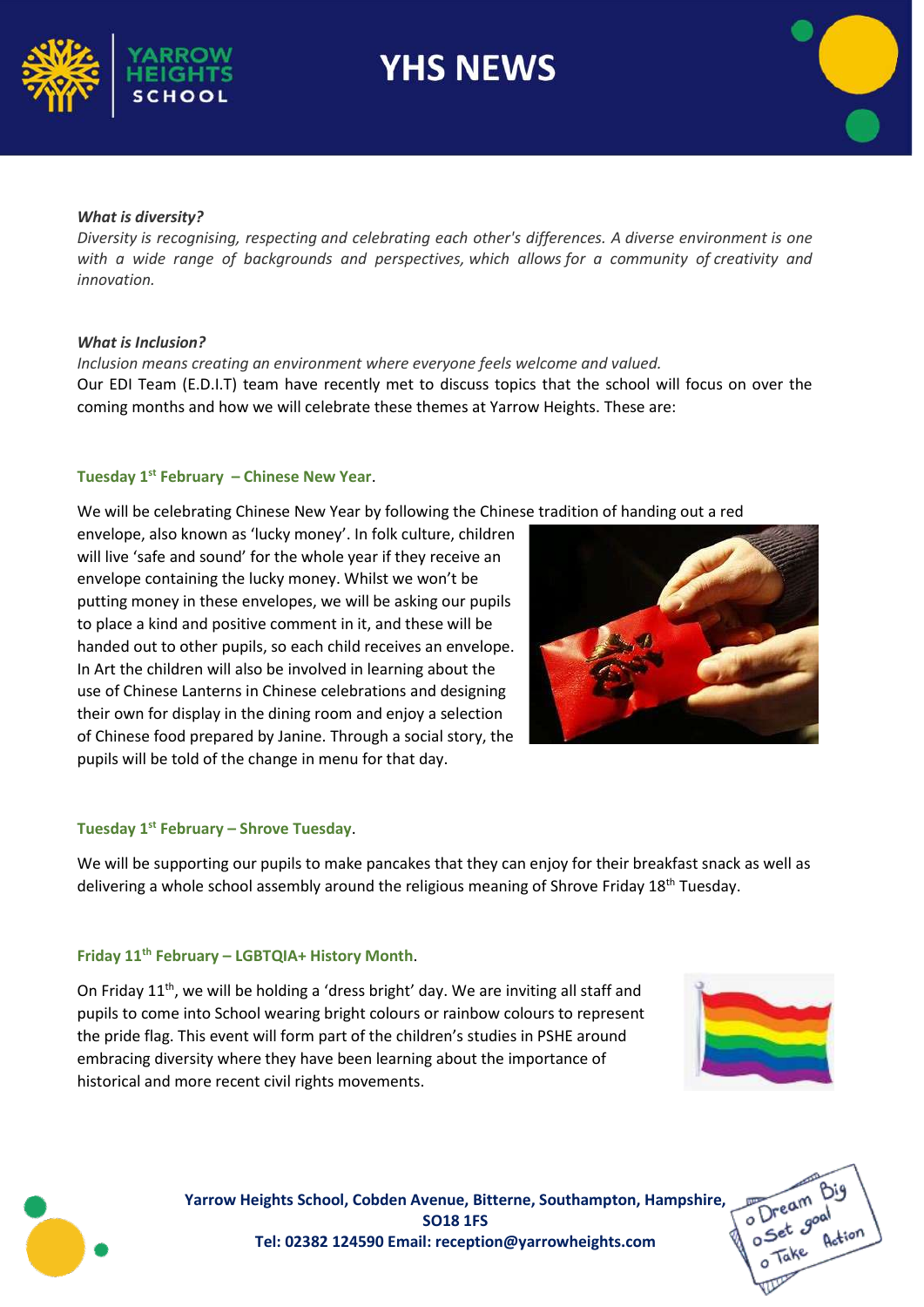***What is diversity?***

*Diversity is recognising, respecting and celebrating each other's differences. A diverse environment is one with a wide range of backgrounds and perspectives, which allows for a community of creativity and innovation.*

***What is Inclusion?***

*Inclusion means creating an environment where everyone feels welcome and valued.*

Our EDI Team (E.D.I.T) team have recently met to discuss topics that the school will focus on over the coming months and how we will celebrate these themes at Yarrow Heights. These are:

**Tuesday 1st February – Chinese New Year.**

We will be celebrating Chinese New Year by following the Chinese tradition of handing out a red envelope, also known as 'lucky money'. In folk culture, children will live 'safe and sound' for the whole year if they receive an envelope containing the lucky money. Whilst we won't be putting money in these envelopes, we will be asking our pupils to place a kind and positive comment in it, and these will be handed out to other pupils, so each child receives an envelope. In Art the children will also be involved in learning about the use of Chinese Lanterns in Chinese celebrations and designing their own for display in the dining room and enjoy a selection of Chinese food prepared by Janine. Through a social story, the pupils will be told of the change in menu for that day.

**Tuesday 1st February – Shrove Tuesday.**

We will be supporting our pupils to make pancakes that they can enjoy for their breakfast snack as well as delivering a whole school assembly around the religious meaning of Shrove Friday 18th Tuesday.

**Friday 11th February – LGBTQIA+ History Month.**

On Friday 11th, we will be holding a 'dress bright' day. We are inviting all staff and pupils to come into School wearing bright colours or rainbow colours to represent the pride flag. This event will form part of the children's studies in PSHE around embracing diversity where they have been learning about the importance of historical and more recent civil rights movements.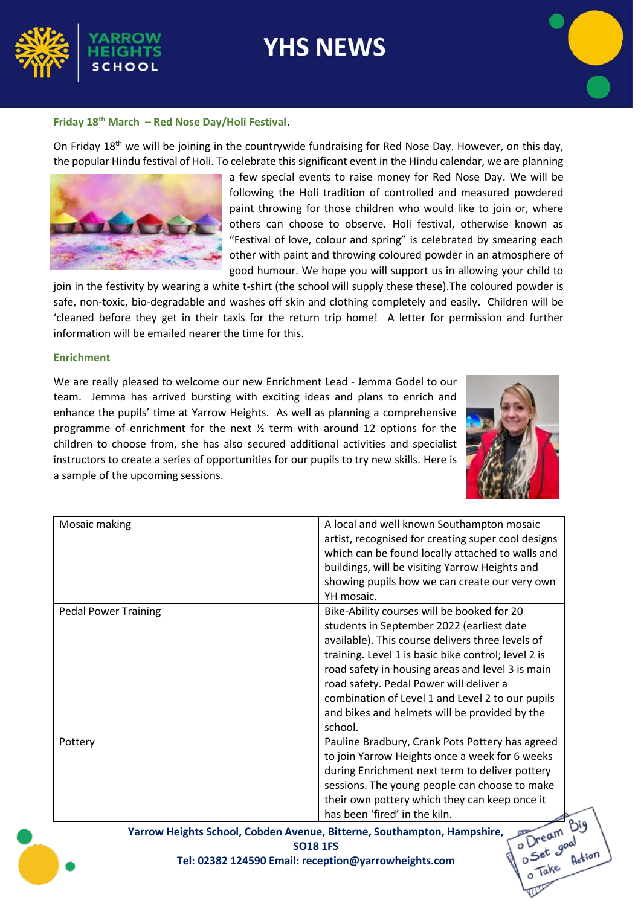**Friday 18th March – Red Nose Day/Holi Festival**.

On Friday 18th we will be joining in the countrywide fundraising for Red Nose Day. However, on this day, the popular Hindu festival of Holi. To celebrate this significant event in the Hindu calendar, we are planning a few special events to raise money for Red Nose Day. We will be following the Holi tradition of controlled and measured powdered paint throwing for those children who would like to join or, where others can choose to observe. Holi festival, otherwise known as "Festival of love, colour and spring" is celebrated by smearing each other with paint and throwing coloured powder in an atmosphere of good humour. We hope you will support us in allowing your child to join in the festivity by wearing a white t-shirt (the school will supply these these).The coloured powder is safe, non-toxic, bio-degradable and washes off skin and clothing completely and easily. Children will be 'cleaned before they get in their taxis for the return trip home! A letter for permission and further information will be emailed nearer the time for this.

**Enrichment**

We are really pleased to welcome our new Enrichment Lead - Jemma Godel to our team. Jemma has arrived bursting with exciting ideas and plans to enrich and enhance the pupils' time at Yarrow Heights. As well as planning a comprehensive programme of enrichment for the next ½ term with around 12 options for the children to choose from, she has also secured additional activities and specialist instructors to create a series of opportunities for our pupils to try new skills. Here is a sample of the upcoming sessions.

| | |
|---|---|
| Mosaic making | A local and well known Southampton mosaic artist, recognised for creating super cool designs which can be found locally attached to walls and buildings, will be visiting Yarrow Heights and showing pupils how we can create our very own YH mosaic. |
| Pedal Power Training | Bike-Ability courses will be booked for 20 students in September 2022 (earliest date available). This course delivers three levels of training. Level 1 is basic bike control; level 2 is road safety in housing areas and level 3 is main road safety. Pedal Power will deliver a combination of Level 1 and Level 2 to our pupils and bikes and helmets will be provided by the school. |
| Pottery | Pauline Bradbury, Crank Pots Pottery has agreed to join Yarrow Heights once a week for 6 weeks during Enrichment next term to deliver pottery sessions. The young people can choose to make their own pottery which they can keep once it has been 'fired' in the kiln. |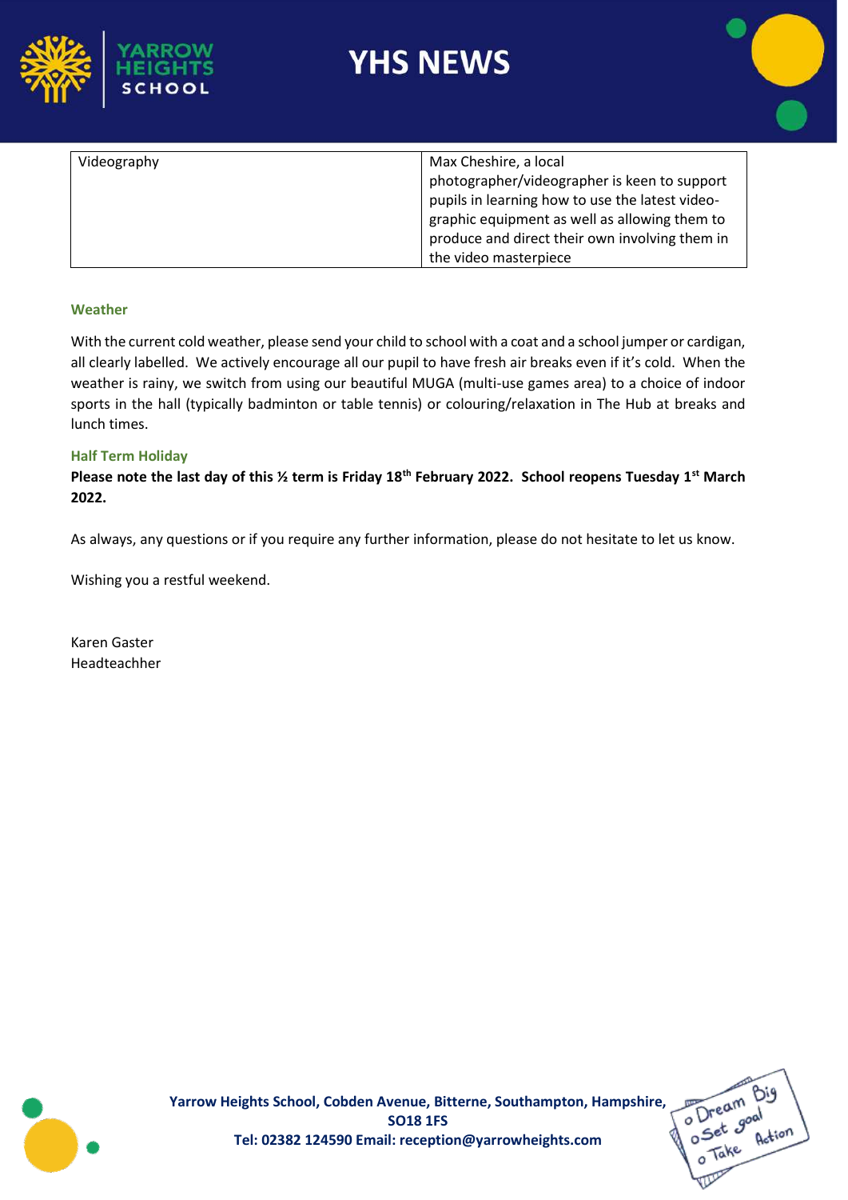| | |
|---|---|
| Videography | Max Cheshire, a local photographer/videographer is keen to support pupils in learning how to use the latest video-graphic equipment as well as allowing them to produce and direct their own involving them in the video masterpiece |

### Weather

With the current cold weather, please send your child to school with a coat and a school jumper or cardigan, all clearly labelled. We actively encourage all our pupil to have fresh air breaks even if it's cold. When the weather is rainy, we switch from using our beautiful MUGA (multi-use games area) to a choice of indoor sports in the hall (typically badminton or table tennis) or colouring/relaxation in The Hub at breaks and lunch times.

### Half Term Holiday

**Please note the last day of this ½ term is Friday 18th February 2022. School reopens Tuesday 1st March 2022.**

As always, any questions or if you require any further information, please do not hesitate to let us know.

Wishing you a restful weekend.

Karen Gaster
Headteachher